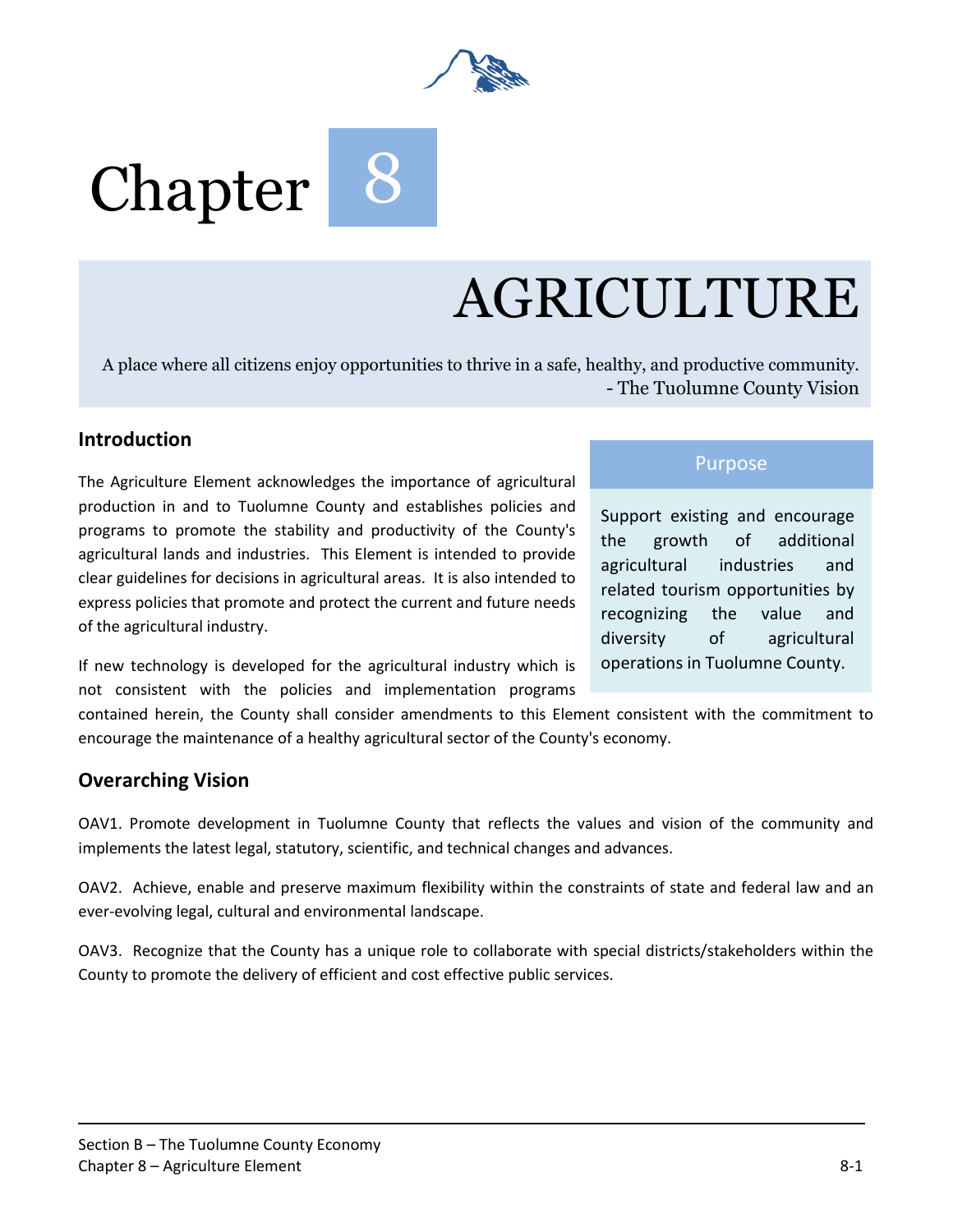# Chapter 8

# AGRICULTURE

A place where all citizens enjoy opportunities to thrive in a safe, healthy, and productive community.
- The Tuolumne County Vision

## Introduction

The Agriculture Element acknowledges the importance of agricultural production in and to Tuolumne County and establishes policies and programs to promote the stability and productivity of the County's agricultural lands and industries. This Element is intended to provide clear guidelines for decisions in agricultural areas. It is also intended to express policies that promote and protect the current and future needs of the agricultural industry.

If new technology is developed for the agricultural industry which is not consistent with the policies and implementation programs contained herein, the County shall consider amendments to this Element consistent with the commitment to encourage the maintenance of a healthy agricultural sector of the County's economy.

### Purpose

Support existing and encourage the growth of additional agricultural industries and related tourism opportunities by recognizing the value and diversity of agricultural operations in Tuolumne County.

## Overarching Vision

OAV1. Promote development in Tuolumne County that reflects the values and vision of the community and implements the latest legal, statutory, scientific, and technical changes and advances.

OAV2. Achieve, enable and preserve maximum flexibility within the constraints of state and federal law and an ever-evolving legal, cultural and environmental landscape.

OAV3. Recognize that the County has a unique role to collaborate with special districts/stakeholders within the County to promote the delivery of efficient and cost effective public services.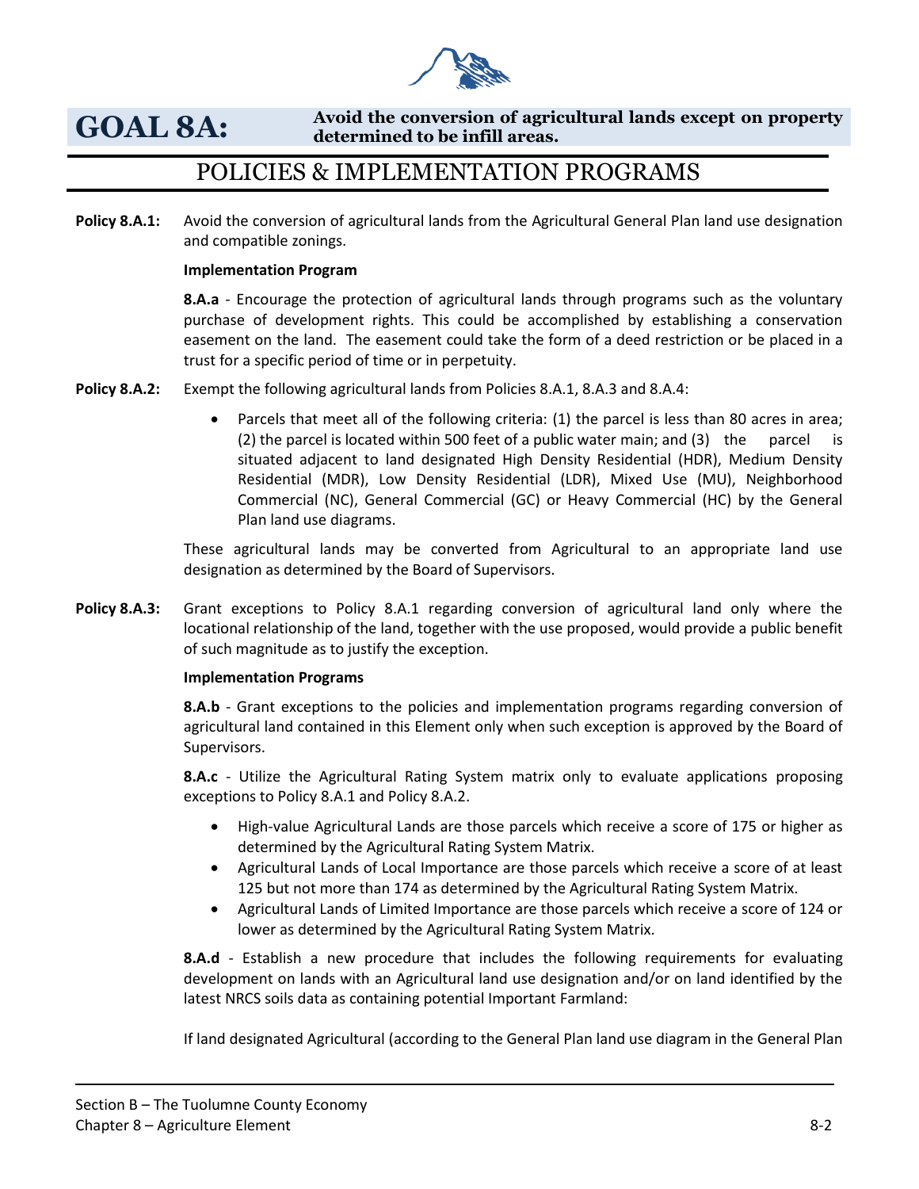## GOAL 8A: Avoid the conversion of agricultural lands except on property determined to be infill areas.

## POLICIES & IMPLEMENTATION PROGRAMS

**Policy 8.A.1:** Avoid the conversion of agricultural lands from the Agricultural General Plan land use designation and compatible zonings.

**Implementation Program**

**8.A.a** - Encourage the protection of agricultural lands through programs such as the voluntary purchase of development rights. This could be accomplished by establishing a conservation easement on the land. The easement could take the form of a deed restriction or be placed in a trust for a specific period of time or in perpetuity.

**Policy 8.A.2:** Exempt the following agricultural lands from Policies 8.A.1, 8.A.3 and 8.A.4:

- Parcels that meet all of the following criteria: (1) the parcel is less than 80 acres in area; (2) the parcel is located within 500 feet of a public water main; and (3) the parcel is situated adjacent to land designated High Density Residential (HDR), Medium Density Residential (MDR), Low Density Residential (LDR), Mixed Use (MU), Neighborhood Commercial (NC), General Commercial (GC) or Heavy Commercial (HC) by the General Plan land use diagrams.

These agricultural lands may be converted from Agricultural to an appropriate land use designation as determined by the Board of Supervisors.

**Policy 8.A.3:** Grant exceptions to Policy 8.A.1 regarding conversion of agricultural land only where the locational relationship of the land, together with the use proposed, would provide a public benefit of such magnitude as to justify the exception.

**Implementation Programs**

**8.A.b** - Grant exceptions to the policies and implementation programs regarding conversion of agricultural land contained in this Element only when such exception is approved by the Board of Supervisors.

**8.A.c** - Utilize the Agricultural Rating System matrix only to evaluate applications proposing exceptions to Policy 8.A.1 and Policy 8.A.2.

- High-value Agricultural Lands are those parcels which receive a score of 175 or higher as determined by the Agricultural Rating System Matrix.
- Agricultural Lands of Local Importance are those parcels which receive a score of at least 125 but not more than 174 as determined by the Agricultural Rating System Matrix.
- Agricultural Lands of Limited Importance are those parcels which receive a score of 124 or lower as determined by the Agricultural Rating System Matrix.

**8.A.d** - Establish a new procedure that includes the following requirements for evaluating development on lands with an Agricultural land use designation and/or on land identified by the latest NRCS soils data as containing potential Important Farmland:

If land designated Agricultural (according to the General Plan land use diagram in the General Plan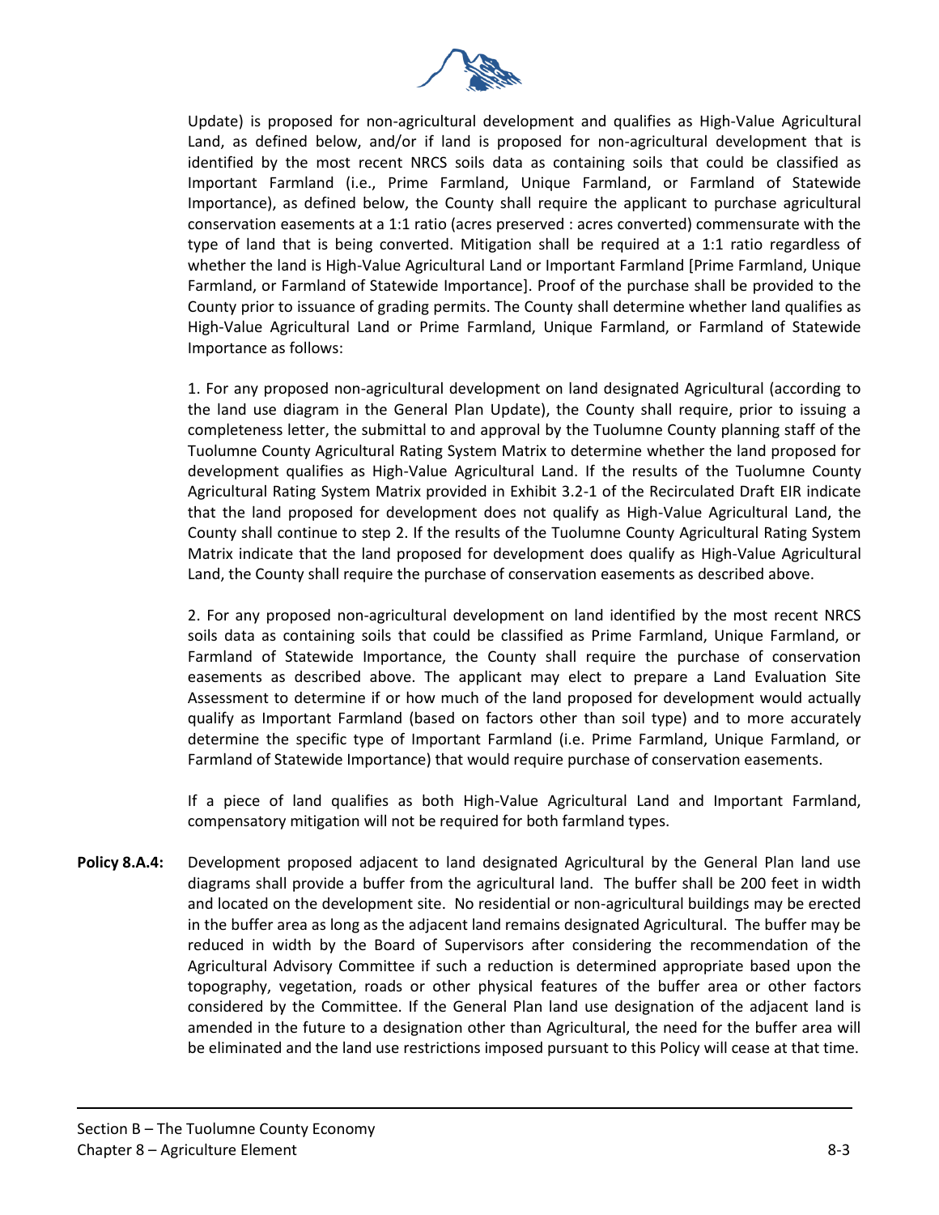Update) is proposed for non-agricultural development and qualifies as High-Value Agricultural Land, as defined below, and/or if land is proposed for non-agricultural development that is identified by the most recent NRCS soils data as containing soils that could be classified as Important Farmland (i.e., Prime Farmland, Unique Farmland, or Farmland of Statewide Importance), as defined below, the County shall require the applicant to purchase agricultural conservation easements at a 1:1 ratio (acres preserved : acres converted) commensurate with the type of land that is being converted. Mitigation shall be required at a 1:1 ratio regardless of whether the land is High-Value Agricultural Land or Important Farmland [Prime Farmland, Unique Farmland, or Farmland of Statewide Importance]. Proof of the purchase shall be provided to the County prior to issuance of grading permits. The County shall determine whether land qualifies as High-Value Agricultural Land or Prime Farmland, Unique Farmland, or Farmland of Statewide Importance as follows:

1. For any proposed non-agricultural development on land designated Agricultural (according to the land use diagram in the General Plan Update), the County shall require, prior to issuing a completeness letter, the submittal to and approval by the Tuolumne County planning staff of the Tuolumne County Agricultural Rating System Matrix to determine whether the land proposed for development qualifies as High-Value Agricultural Land. If the results of the Tuolumne County Agricultural Rating System Matrix provided in Exhibit 3.2-1 of the Recirculated Draft EIR indicate that the land proposed for development does not qualify as High-Value Agricultural Land, the County shall continue to step 2. If the results of the Tuolumne County Agricultural Rating System Matrix indicate that the land proposed for development does qualify as High-Value Agricultural Land, the County shall require the purchase of conservation easements as described above.

2. For any proposed non-agricultural development on land identified by the most recent NRCS soils data as containing soils that could be classified as Prime Farmland, Unique Farmland, or Farmland of Statewide Importance, the County shall require the purchase of conservation easements as described above. The applicant may elect to prepare a Land Evaluation Site Assessment to determine if or how much of the land proposed for development would actually qualify as Important Farmland (based on factors other than soil type) and to more accurately determine the specific type of Important Farmland (i.e. Prime Farmland, Unique Farmland, or Farmland of Statewide Importance) that would require purchase of conservation easements.

If a piece of land qualifies as both High-Value Agricultural Land and Important Farmland, compensatory mitigation will not be required for both farmland types.

**Policy 8.A.4:** Development proposed adjacent to land designated Agricultural by the General Plan land use diagrams shall provide a buffer from the agricultural land. The buffer shall be 200 feet in width and located on the development site. No residential or non-agricultural buildings may be erected in the buffer area as long as the adjacent land remains designated Agricultural. The buffer may be reduced in width by the Board of Supervisors after considering the recommendation of the Agricultural Advisory Committee if such a reduction is determined appropriate based upon the topography, vegetation, roads or other physical features of the buffer area or other factors considered by the Committee. If the General Plan land use designation of the adjacent land is amended in the future to a designation other than Agricultural, the need for the buffer area will be eliminated and the land use restrictions imposed pursuant to this Policy will cease at that time.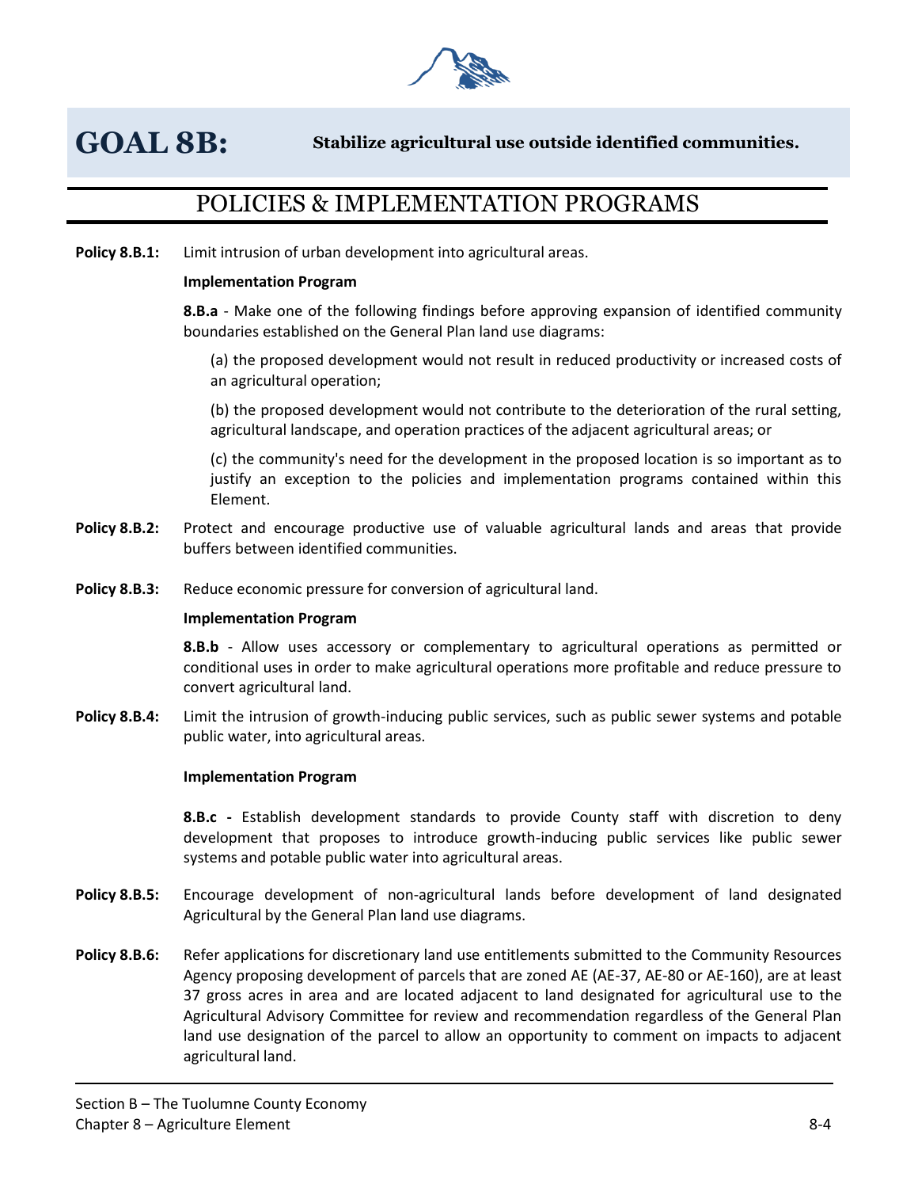# GOAL 8B: Stabilize agricultural use outside identified communities.

## POLICIES & IMPLEMENTATION PROGRAMS

**Policy 8.B.1:** Limit intrusion of urban development into agricultural areas.

**Implementation Program**

**8.B.a** - Make one of the following findings before approving expansion of identified community boundaries established on the General Plan land use diagrams:

(a) the proposed development would not result in reduced productivity or increased costs of an agricultural operation;

(b) the proposed development would not contribute to the deterioration of the rural setting, agricultural landscape, and operation practices of the adjacent agricultural areas; or

(c) the community's need for the development in the proposed location is so important as to justify an exception to the policies and implementation programs contained within this Element.

**Policy 8.B.2:** Protect and encourage productive use of valuable agricultural lands and areas that provide buffers between identified communities.

**Policy 8.B.3:** Reduce economic pressure for conversion of agricultural land.

**Implementation Program**

**8.B.b** - Allow uses accessory or complementary to agricultural operations as permitted or conditional uses in order to make agricultural operations more profitable and reduce pressure to convert agricultural land.

**Policy 8.B.4:** Limit the intrusion of growth-inducing public services, such as public sewer systems and potable public water, into agricultural areas.

**Implementation Program**

**8.B.c -** Establish development standards to provide County staff with discretion to deny development that proposes to introduce growth-inducing public services like public sewer systems and potable public water into agricultural areas.

**Policy 8.B.5:** Encourage development of non-agricultural lands before development of land designated Agricultural by the General Plan land use diagrams.

**Policy 8.B.6:** Refer applications for discretionary land use entitlements submitted to the Community Resources Agency proposing development of parcels that are zoned AE (AE-37, AE-80 or AE-160), are at least 37 gross acres in area and are located adjacent to land designated for agricultural use to the Agricultural Advisory Committee for review and recommendation regardless of the General Plan land use designation of the parcel to allow an opportunity to comment on impacts to adjacent agricultural land.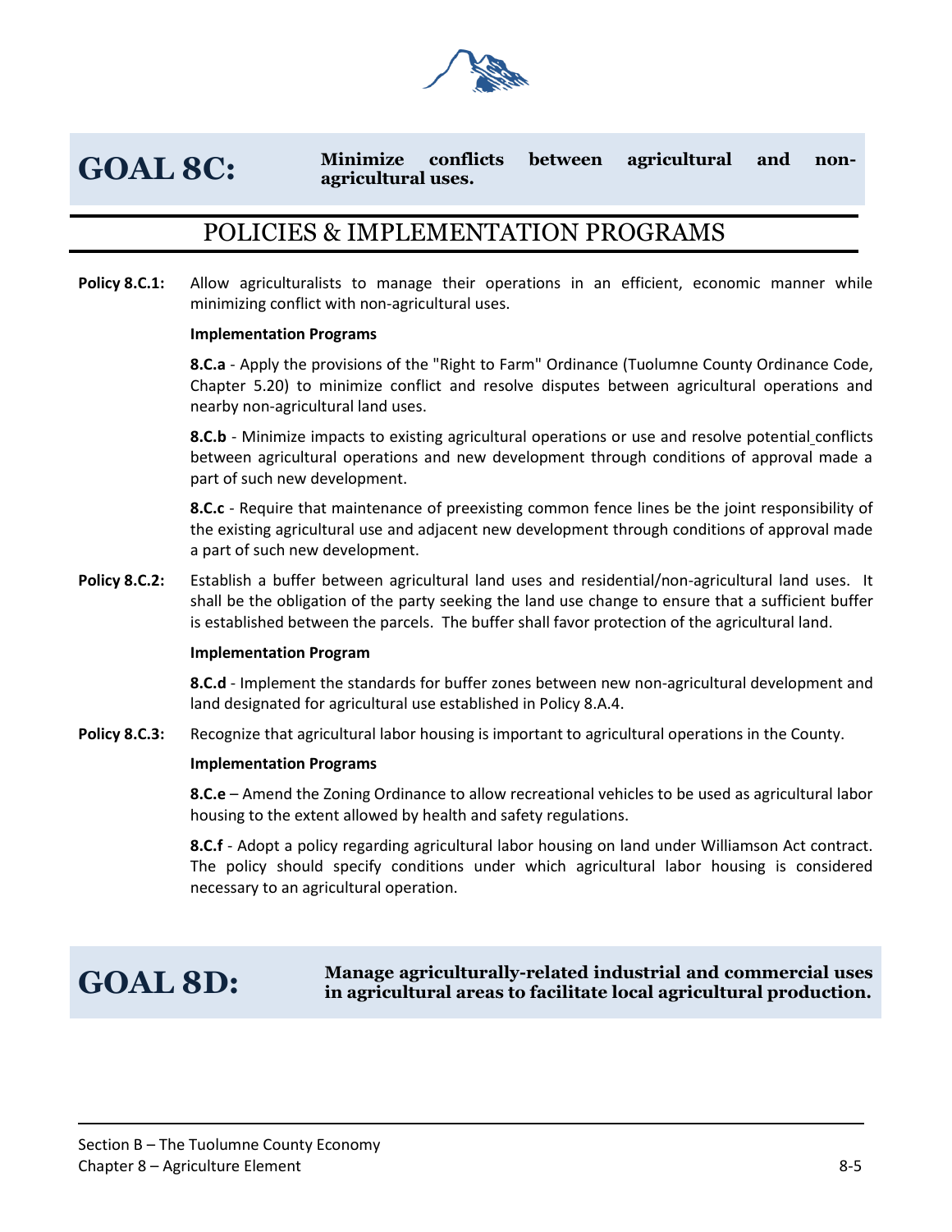## GOAL 8C: Minimize conflicts between agricultural and non-agricultural uses.

### POLICIES & IMPLEMENTATION PROGRAMS

**Policy 8.C.1:** Allow agriculturalists to manage their operations in an efficient, economic manner while minimizing conflict with non-agricultural uses.

**Implementation Programs**

**8.C.a** - Apply the provisions of the "Right to Farm" Ordinance (Tuolumne County Ordinance Code, Chapter 5.20) to minimize conflict and resolve disputes between agricultural operations and nearby non-agricultural land uses.

**8.C.b** - Minimize impacts to existing agricultural operations or use and resolve potential conflicts between agricultural operations and new development through conditions of approval made a part of such new development.

**8.C.c** - Require that maintenance of preexisting common fence lines be the joint responsibility of the existing agricultural use and adjacent new development through conditions of approval made a part of such new development.

**Policy 8.C.2:** Establish a buffer between agricultural land uses and residential/non-agricultural land uses. It shall be the obligation of the party seeking the land use change to ensure that a sufficient buffer is established between the parcels. The buffer shall favor protection of the agricultural land.

**Implementation Program**

**8.C.d** - Implement the standards for buffer zones between new non-agricultural development and land designated for agricultural use established in Policy 8.A.4.

**Policy 8.C.3:** Recognize that agricultural labor housing is important to agricultural operations in the County.

**Implementation Programs**

**8.C.e** – Amend the Zoning Ordinance to allow recreational vehicles to be used as agricultural labor housing to the extent allowed by health and safety regulations.

**8.C.f** - Adopt a policy regarding agricultural labor housing on land under Williamson Act contract. The policy should specify conditions under which agricultural labor housing is considered necessary to an agricultural operation.

## GOAL 8D: Manage agriculturally-related industrial and commercial uses in agricultural areas to facilitate local agricultural production.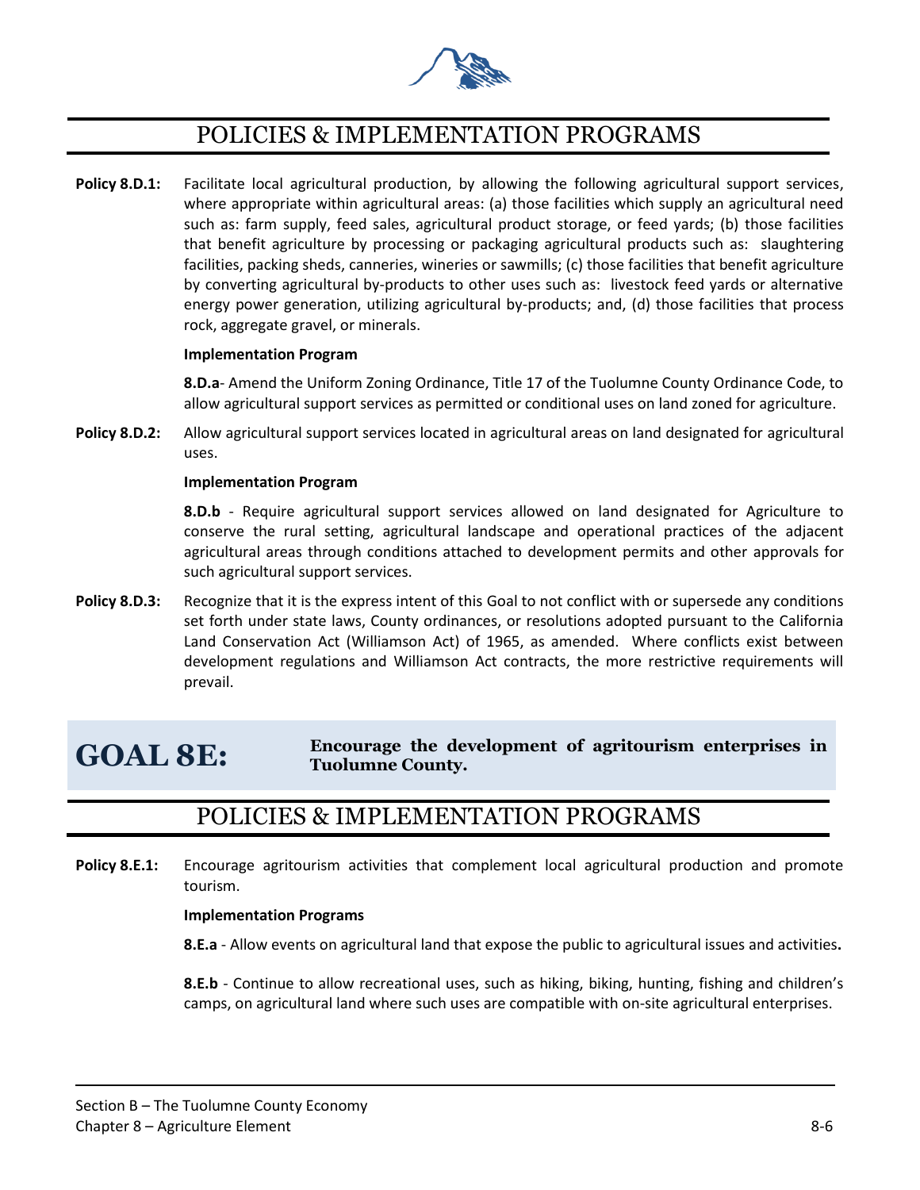## POLICIES & IMPLEMENTATION PROGRAMS

**Policy 8.D.1:** Facilitate local agricultural production, by allowing the following agricultural support services, where appropriate within agricultural areas: (a) those facilities which supply an agricultural need such as: farm supply, feed sales, agricultural product storage, or feed yards; (b) those facilities that benefit agriculture by processing or packaging agricultural products such as: slaughtering facilities, packing sheds, canneries, wineries or sawmills; (c) those facilities that benefit agriculture by converting agricultural by-products to other uses such as: livestock feed yards or alternative energy power generation, utilizing agricultural by-products; and, (d) those facilities that process rock, aggregate gravel, or minerals.

**Implementation Program**

**8.D.a**- Amend the Uniform Zoning Ordinance, Title 17 of the Tuolumne County Ordinance Code, to allow agricultural support services as permitted or conditional uses on land zoned for agriculture.

**Policy 8.D.2:** Allow agricultural support services located in agricultural areas on land designated for agricultural uses.

**Implementation Program**

**8.D.b** - Require agricultural support services allowed on land designated for Agriculture to conserve the rural setting, agricultural landscape and operational practices of the adjacent agricultural areas through conditions attached to development permits and other approvals for such agricultural support services.

**Policy 8.D.3:** Recognize that it is the express intent of this Goal to not conflict with or supersede any conditions set forth under state laws, County ordinances, or resolutions adopted pursuant to the California Land Conservation Act (Williamson Act) of 1965, as amended. Where conflicts exist between development regulations and Williamson Act contracts, the more restrictive requirements will prevail.

# GOAL 8E: Encourage the development of agritourism enterprises in Tuolumne County.

## POLICIES & IMPLEMENTATION PROGRAMS

**Policy 8.E.1:** Encourage agritourism activities that complement local agricultural production and promote tourism.

**Implementation Programs**

**8.E.a** - Allow events on agricultural land that expose the public to agricultural issues and activities**.**

**8.E.b** - Continue to allow recreational uses, such as hiking, biking, hunting, fishing and children's camps, on agricultural land where such uses are compatible with on-site agricultural enterprises.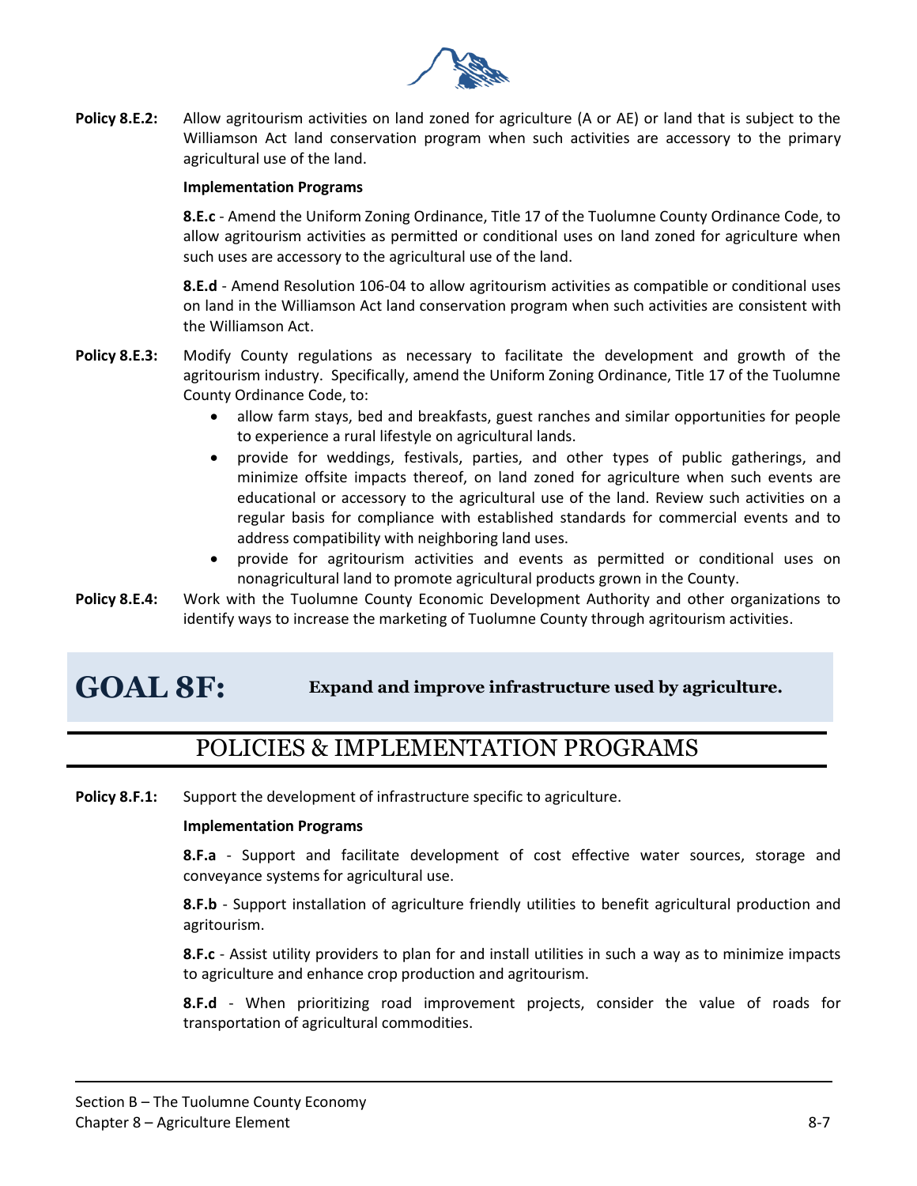**Policy 8.E.2:** Allow agritourism activities on land zoned for agriculture (A or AE) or land that is subject to the Williamson Act land conservation program when such activities are accessory to the primary agricultural use of the land.

**Implementation Programs**

**8.E.c** - Amend the Uniform Zoning Ordinance, Title 17 of the Tuolumne County Ordinance Code, to allow agritourism activities as permitted or conditional uses on land zoned for agriculture when such uses are accessory to the agricultural use of the land.

**8.E.d** - Amend Resolution 106-04 to allow agritourism activities as compatible or conditional uses on land in the Williamson Act land conservation program when such activities are consistent with the Williamson Act.

**Policy 8.E.3:** Modify County regulations as necessary to facilitate the development and growth of the agritourism industry. Specifically, amend the Uniform Zoning Ordinance, Title 17 of the Tuolumne County Ordinance Code, to:

- allow farm stays, bed and breakfasts, guest ranches and similar opportunities for people to experience a rural lifestyle on agricultural lands.
- provide for weddings, festivals, parties, and other types of public gatherings, and minimize offsite impacts thereof, on land zoned for agriculture when such events are educational or accessory to the agricultural use of the land. Review such activities on a regular basis for compliance with established standards for commercial events and to address compatibility with neighboring land uses.
- provide for agritourism activities and events as permitted or conditional uses on nonagricultural land to promote agricultural products grown in the County.

**Policy 8.E.4:** Work with the Tuolumne County Economic Development Authority and other organizations to identify ways to increase the marketing of Tuolumne County through agritourism activities.

# GOAL 8F: Expand and improve infrastructure used by agriculture.

## POLICIES & IMPLEMENTATION PROGRAMS

**Policy 8.F.1:** Support the development of infrastructure specific to agriculture.

**Implementation Programs**

**8.F.a** - Support and facilitate development of cost effective water sources, storage and conveyance systems for agricultural use.

**8.F.b** - Support installation of agriculture friendly utilities to benefit agricultural production and agritourism.

**8.F.c** - Assist utility providers to plan for and install utilities in such a way as to minimize impacts to agriculture and enhance crop production and agritourism.

**8.F.d** - When prioritizing road improvement projects, consider the value of roads for transportation of agricultural commodities.